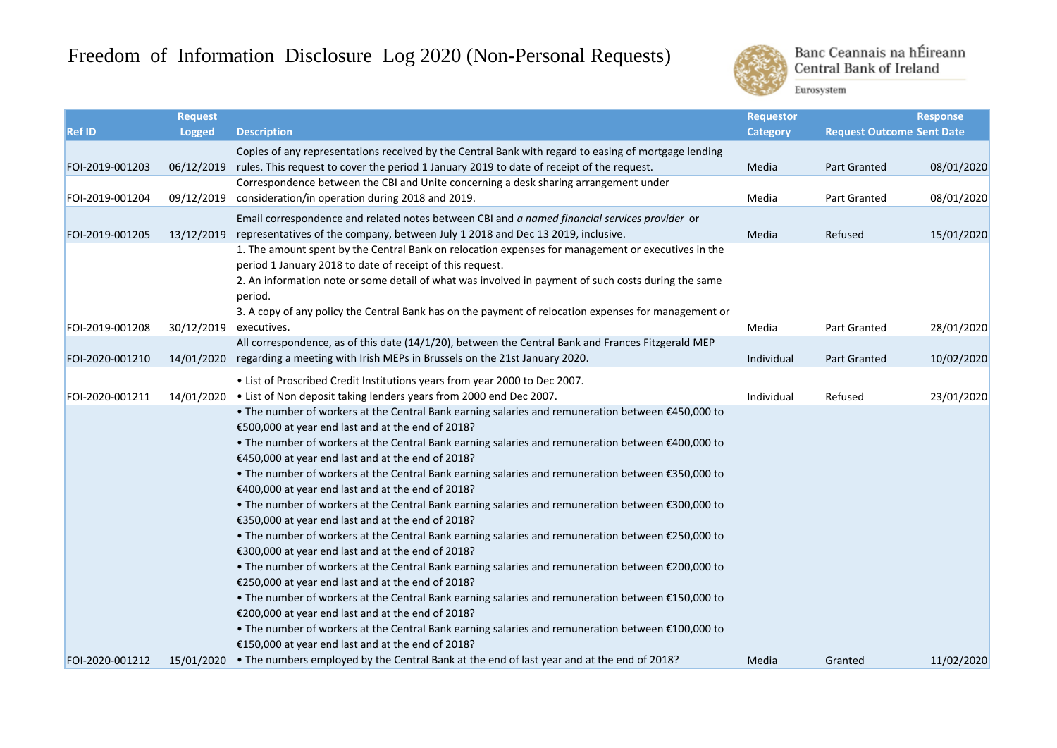# Freedom of Information Disclosure Log 2020 (Non-Personal Requests)

Banc Ceannais na hÉireann
Central Bank of Ireland
Eurosystem

| Ref ID | Request Logged | Description | Requestor Category | Request Outcome | Response Sent Date |
|---|---|---|---|---|---|
| FOI-2019-001203 | 06/12/2019 | Copies of any representations received by the Central Bank with regard to easing of mortgage lending rules. This request to cover the period 1 January 2019 to date of receipt of the request. | Media | Part Granted | 08/01/2020 |
| FOI-2019-001204 | 09/12/2019 | Correspondence between the CBI and Unite concerning a desk sharing arrangement under consideration/in operation during 2018 and 2019. | Media | Part Granted | 08/01/2020 |
| FOI-2019-001205 | 13/12/2019 | Email correspondence and related notes between CBI and *a named financial services provider* or representatives of the company, between July 1 2018 and Dec 13 2019, inclusive. | Media | Refused | 15/01/2020 |
| FOI-2019-001208 | 30/12/2019 | 1. The amount spent by the Central Bank on relocation expenses for management or executives in the period 1 January 2018 to date of receipt of this request.<br>2. An information note or some detail of what was involved in payment of such costs during the same period.<br>3. A copy of any policy the Central Bank has on the payment of relocation expenses for management or executives. | Media | Part Granted | 28/01/2020 |
| FOI-2020-001210 | 14/01/2020 | All correspondence, as of this date (14/1/20), between the Central Bank and Frances Fitzgerald MEP regarding a meeting with Irish MEPs in Brussels on the 21st January 2020. | Individual | Part Granted | 10/02/2020 |
| FOI-2020-001211 | 14/01/2020 | • List of Proscribed Credit Institutions years from year 2000 to Dec 2007.<br>• List of Non deposit taking lenders years from 2000 end Dec 2007. | Individual | Refused | 23/01/2020 |
| FOI-2020-001212 | 15/01/2020 | • The number of workers at the Central Bank earning salaries and remuneration between €450,000 to €500,000 at year end last and at the end of 2018?<br>• The number of workers at the Central Bank earning salaries and remuneration between €400,000 to €450,000 at year end last and at the end of 2018?<br>• The number of workers at the Central Bank earning salaries and remuneration between €350,000 to €400,000 at year end last and at the end of 2018?<br>• The number of workers at the Central Bank earning salaries and remuneration between €300,000 to €350,000 at year end last and at the end of 2018?<br>• The number of workers at the Central Bank earning salaries and remuneration between €250,000 to €300,000 at year end last and at the end of 2018?<br>• The number of workers at the Central Bank earning salaries and remuneration between €200,000 to €250,000 at year end last and at the end of 2018?<br>• The number of workers at the Central Bank earning salaries and remuneration between €150,000 to €200,000 at year end last and at the end of 2018?<br>• The number of workers at the Central Bank earning salaries and remuneration between €100,000 to €150,000 at year end last and at the end of 2018?<br>• The numbers employed by the Central Bank at the end of last year and at the end of 2018? | Media | Granted | 11/02/2020 |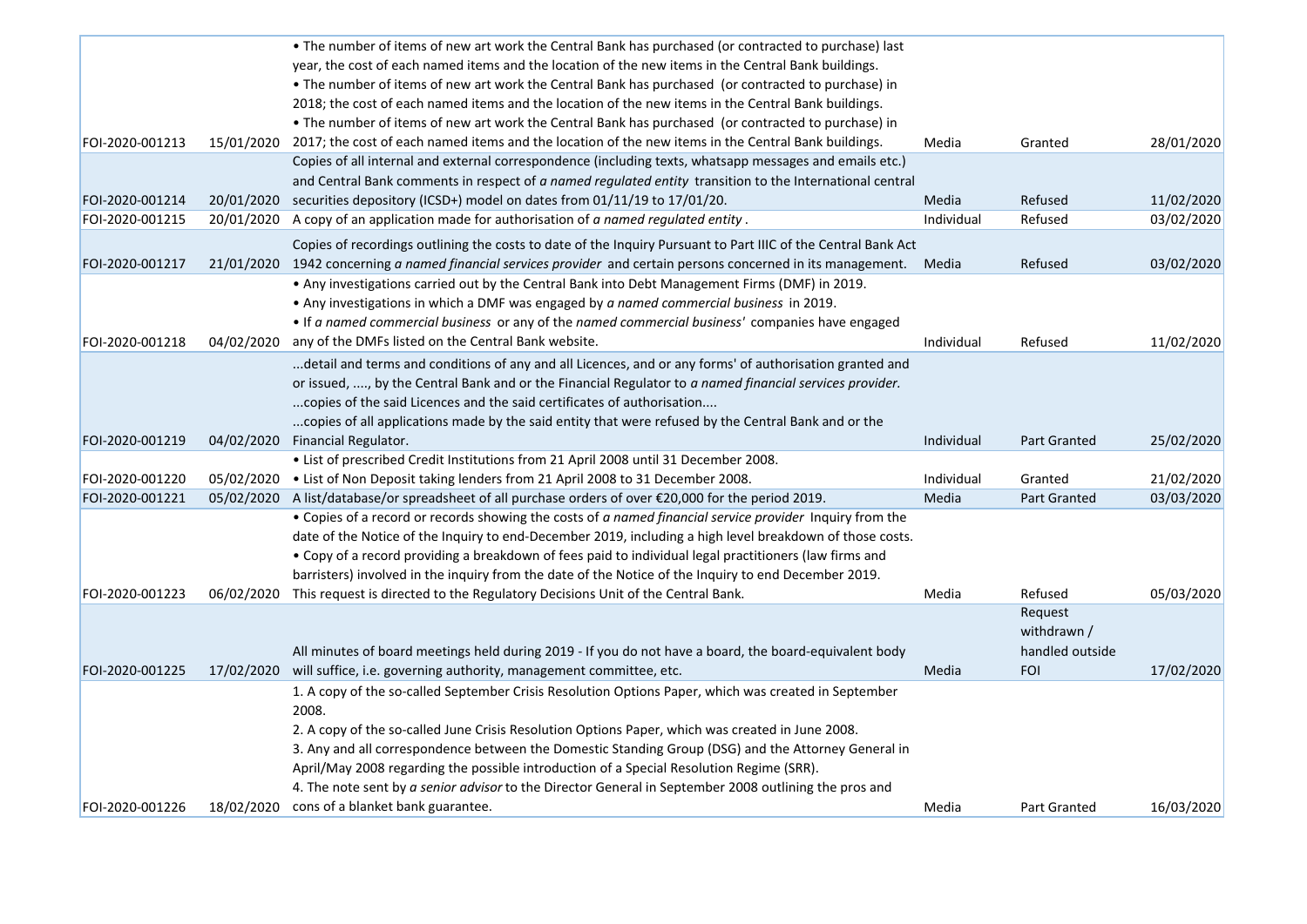| | | | | | |
|---|---|---|---|---|---|
| FOI-2020-001213 | 15/01/2020 | • The number of items of new art work the Central Bank has purchased (or contracted to purchase) last year, the cost of each named items and the location of the new items in the Central Bank buildings.<br>• The number of items of new art work the Central Bank has purchased (or contracted to purchase) in 2018; the cost of each named items and the location of the new items in the Central Bank buildings.<br>• The number of items of new art work the Central Bank has purchased (or contracted to purchase) in 2017; the cost of each named items and the location of the new items in the Central Bank buildings. | Media | Granted | 28/01/2020 |
| FOI-2020-001214 | 20/01/2020 | Copies of all internal and external correspondence (including texts, whatsapp messages and emails etc.) and Central Bank comments in respect of *a named regulated entity* transition to the International central securities depository (ICSD+) model on dates from 01/11/19 to 17/01/20. | Media | Refused | 11/02/2020 |
| FOI-2020-001215 | 20/01/2020 | A copy of an application made for authorisation of *a named regulated entity* . | Individual | Refused | 03/02/2020 |
| FOI-2020-001217 | 21/01/2020 | Copies of recordings outlining the costs to date of the Inquiry Pursuant to Part IIIC of the Central Bank Act 1942 concerning *a named financial services provider* and certain persons concerned in its management. | Media | Refused | 03/02/2020 |
| FOI-2020-001218 | 04/02/2020 | • Any investigations carried out by the Central Bank into Debt Management Firms (DMF) in 2019.<br>• Any investigations in which a DMF was engaged by *a named commercial business* in 2019.<br>• If *a named commercial business* or any of the *named commercial business'* companies have engaged any of the DMFs listed on the Central Bank website. | Individual | Refused | 11/02/2020 |
| FOI-2020-001219 | 04/02/2020 | ...detail and terms and conditions of any and all Licences, and or any forms' of authorisation granted and or issued, ...., by the Central Bank and or the Financial Regulator to *a named financial services provider.*<br>...copies of the said Licences and the said certificates of authorisation....<br>...copies of all applications made by the said entity that were refused by the Central Bank and or the Financial Regulator. | Individual | Part Granted | 25/02/2020 |
| FOI-2020-001220 | 05/02/2020 | • List of prescribed Credit Institutions from 21 April 2008 until 31 December 2008.<br>• List of Non Deposit taking lenders from 21 April 2008 to 31 December 2008. | Individual | Granted | 21/02/2020 |
| FOI-2020-001221 | 05/02/2020 | A list/database/or spreadsheet of all purchase orders of over €20,000 for the period 2019. | Media | Part Granted | 03/03/2020 |
| FOI-2020-001223 | 06/02/2020 | • Copies of a record or records showing the costs of *a named financial service provider* Inquiry from the date of the Notice of the Inquiry to end-December 2019, including a high level breakdown of those costs.<br>• Copy of a record providing a breakdown of fees paid to individual legal practitioners (law firms and barristers) involved in the inquiry from the date of the Notice of the Inquiry to end December 2019.<br>This request is directed to the Regulatory Decisions Unit of the Central Bank. | Media | Refused | 05/03/2020 |
| FOI-2020-001225 | 17/02/2020 | All minutes of board meetings held during 2019 - If you do not have a board, the board-equivalent body will suffice, i.e. governing authority, management committee, etc. | Media | Request withdrawn / handled outside FOI | 17/02/2020 |
| FOI-2020-001226 | 18/02/2020 | 1. A copy of the so-called September Crisis Resolution Options Paper, which was created in September 2008.<br>2. A copy of the so-called June Crisis Resolution Options Paper, which was created in June 2008.<br>3. Any and all correspondence between the Domestic Standing Group (DSG) and the Attorney General in April/May 2008 regarding the possible introduction of a Special Resolution Regime (SRR).<br>4. The note sent by *a senior advisor* to the Director General in September 2008 outlining the pros and cons of a blanket bank guarantee. | Media | Part Granted | 16/03/2020 |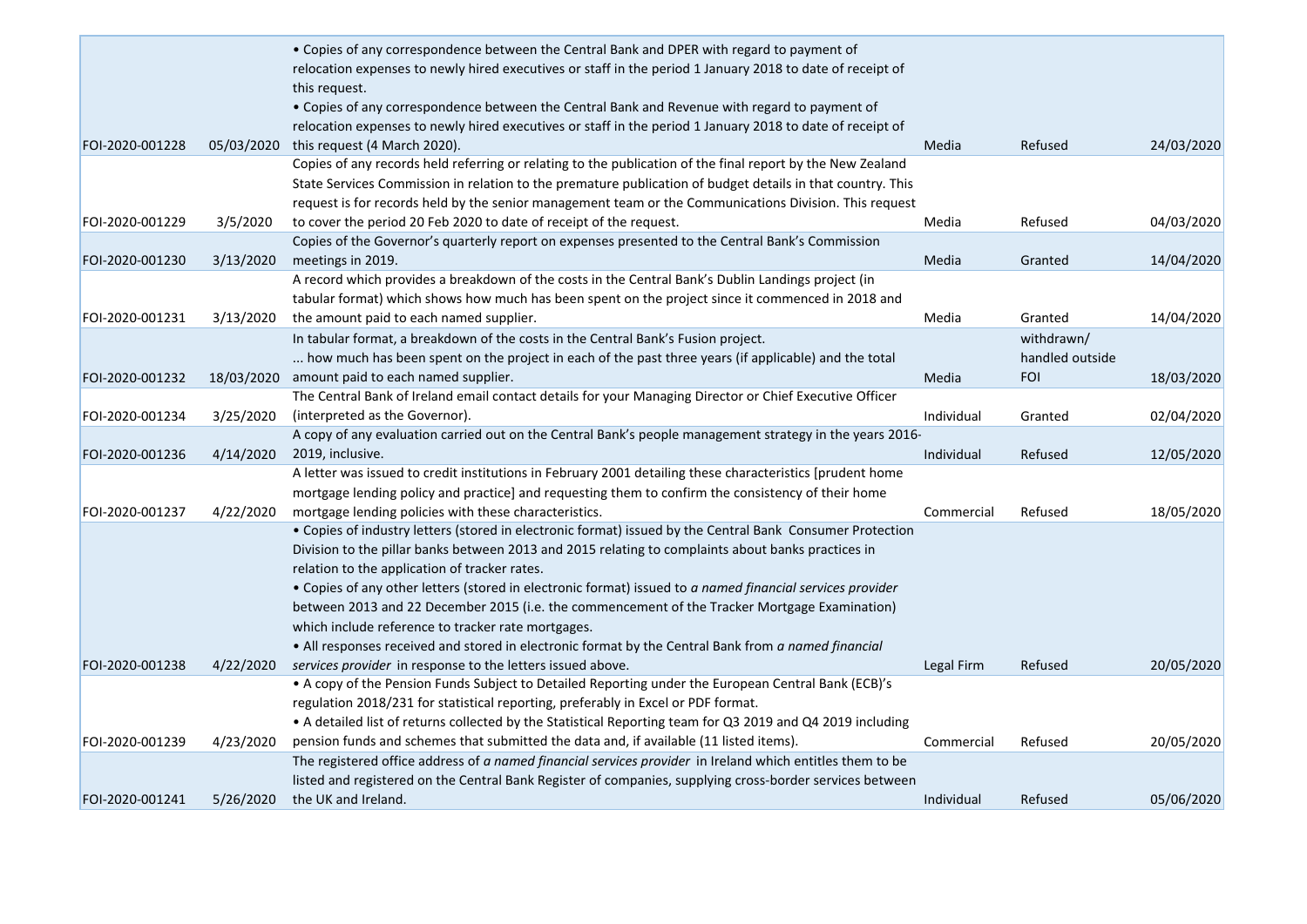| | | | | | |
|---|---|---|---|---|---|
| FOI-2020-001228 | 05/03/2020 | • Copies of any correspondence between the Central Bank and DPER with regard to payment of relocation expenses to newly hired executives or staff in the period 1 January 2018 to date of receipt of this request.<br>• Copies of any correspondence between the Central Bank and Revenue with regard to payment of relocation expenses to newly hired executives or staff in the period 1 January 2018 to date of receipt of this request (4 March 2020). | Media | Refused | 24/03/2020 |
| FOI-2020-001229 | 3/5/2020 | Copies of any records held referring or relating to the publication of the final report by the New Zealand State Services Commission in relation to the premature publication of budget details in that country. This request is for records held by the senior management team or the Communications Division. This request to cover the period 20 Feb 2020 to date of receipt of the request. | Media | Refused | 04/03/2020 |
| FOI-2020-001230 | 3/13/2020 | Copies of the Governor's quarterly report on expenses presented to the Central Bank's Commission meetings in 2019. | Media | Granted | 14/04/2020 |
| FOI-2020-001231 | 3/13/2020 | A record which provides a breakdown of the costs in the Central Bank's Dublin Landings project (in tabular format) which shows how much has been spent on the project since it commenced in 2018 and the amount paid to each named supplier. | Media | Granted | 14/04/2020 |
| FOI-2020-001232 | 18/03/2020 | In tabular format, a breakdown of the costs in the Central Bank's Fusion project.<br>... how much has been spent on the project in each of the past three years (if applicable) and the total amount paid to each named supplier. | Media | withdrawn/ handled outside FOI | 18/03/2020 |
| FOI-2020-001234 | 3/25/2020 | The Central Bank of Ireland email contact details for your Managing Director or Chief Executive Officer (interpreted as the Governor). | Individual | Granted | 02/04/2020 |
| FOI-2020-001236 | 4/14/2020 | A copy of any evaluation carried out on the Central Bank's people management strategy in the years 2016-2019, inclusive. | Individual | Refused | 12/05/2020 |
| FOI-2020-001237 | 4/22/2020 | A letter was issued to credit institutions in February 2001 detailing these characteristics [prudent home mortgage lending policy and practice] and requesting them to confirm the consistency of their home mortgage lending policies with these characteristics. | Commercial | Refused | 18/05/2020 |
| FOI-2020-001238 | 4/22/2020 | • Copies of industry letters (stored in electronic format) issued by the Central Bank Consumer Protection Division to the pillar banks between 2013 and 2015 relating to complaints about banks practices in relation to the application of tracker rates.<br>• Copies of any other letters (stored in electronic format) issued to *a named financial services provider* between 2013 and 22 December 2015 (i.e. the commencement of the Tracker Mortgage Examination) which include reference to tracker rate mortgages.<br>• All responses received and stored in electronic format by the Central Bank from *a named financial services provider* in response to the letters issued above. | Legal Firm | Refused | 20/05/2020 |
| FOI-2020-001239 | 4/23/2020 | • A copy of the Pension Funds Subject to Detailed Reporting under the European Central Bank (ECB)'s regulation 2018/231 for statistical reporting, preferably in Excel or PDF format.<br>• A detailed list of returns collected by the Statistical Reporting team for Q3 2019 and Q4 2019 including pension funds and schemes that submitted the data and, if available (11 listed items). | Commercial | Refused | 20/05/2020 |
| FOI-2020-001241 | 5/26/2020 | The registered office address of *a named financial services provider* in Ireland which entitles them to be listed and registered on the Central Bank Register of companies, supplying cross-border services between the UK and Ireland. | Individual | Refused | 05/06/2020 |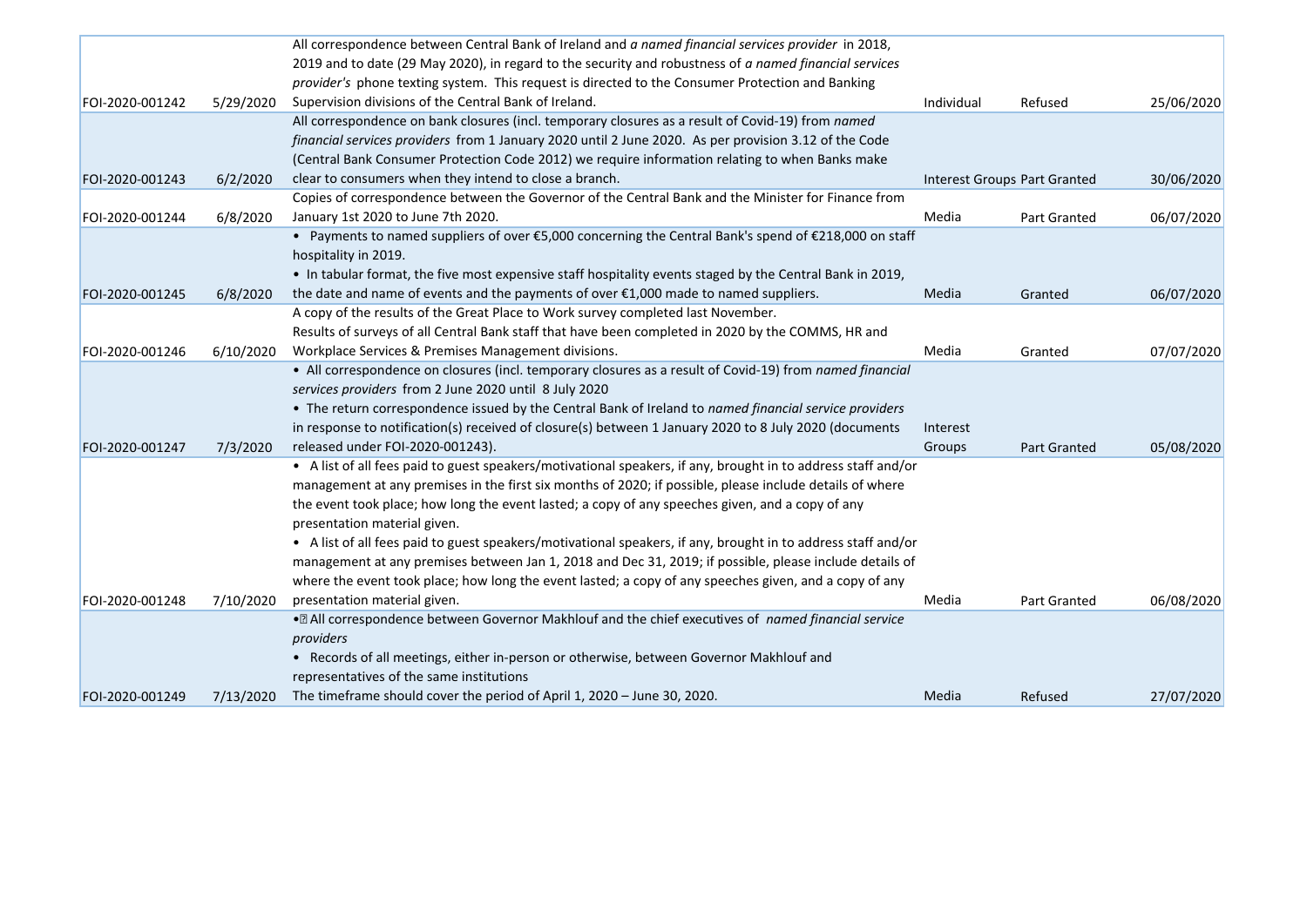| | | | | | |
|---|---|---|---|---|---|
| FOI-2020-001242 | 5/29/2020 | All correspondence between Central Bank of Ireland and *a named financial services provider* in 2018, 2019 and to date (29 May 2020), in regard to the security and robustness of *a named financial services provider's* phone texting system. This request is directed to the Consumer Protection and Banking Supervision divisions of the Central Bank of Ireland. | Individual | Refused | 25/06/2020 |
| FOI-2020-001243 | 6/2/2020 | All correspondence on bank closures (incl. temporary closures as a result of Covid-19) from *named financial services providers* from 1 January 2020 until 2 June 2020. As per provision 3.12 of the Code (Central Bank Consumer Protection Code 2012) we require information relating to when Banks make clear to consumers when they intend to close a branch. | Interest Groups | Part Granted | 30/06/2020 |
| FOI-2020-001244 | 6/8/2020 | Copies of correspondence between the Governor of the Central Bank and the Minister for Finance from January 1st 2020 to June 7th 2020. | Media | Part Granted | 06/07/2020 |
| FOI-2020-001245 | 6/8/2020 | • Payments to named suppliers of over €5,000 concerning the Central Bank's spend of €218,000 on staff hospitality in 2019.<br>• In tabular format, the five most expensive staff hospitality events staged by the Central Bank in 2019, the date and name of events and the payments of over €1,000 made to named suppliers. | Media | Granted | 06/07/2020 |
| FOI-2020-001246 | 6/10/2020 | A copy of the results of the Great Place to Work survey completed last November.<br>Results of surveys of all Central Bank staff that have been completed in 2020 by the COMMS, HR and Workplace Services & Premises Management divisions. | Media | Granted | 07/07/2020 |
| FOI-2020-001247 | 7/3/2020 | • All correspondence on closures (incl. temporary closures as a result of Covid-19) from *named financial services providers* from 2 June 2020 until 8 July 2020<br>• The return correspondence issued by the Central Bank of Ireland to *named financial service providers* in response to notification(s) received of closure(s) between 1 January 2020 to 8 July 2020 (documents released under FOI-2020-001243). | Interest Groups | Part Granted | 05/08/2020 |
| FOI-2020-001248 | 7/10/2020 | • A list of all fees paid to guest speakers/motivational speakers, if any, brought in to address staff and/or management at any premises in the first six months of 2020; if possible, please include details of where the event took place; how long the event lasted; a copy of any speeches given, and a copy of any presentation material given.<br>• A list of all fees paid to guest speakers/motivational speakers, if any, brought in to address staff and/or management at any premises between Jan 1, 2018 and Dec 31, 2019; if possible, please include details of where the event took place; how long the event lasted; a copy of any speeches given, and a copy of any presentation material given. | Media | Part Granted | 06/08/2020 |
| FOI-2020-001249 | 7/13/2020 | • All correspondence between Governor Makhlouf and the chief executives of *named financial service providers*<br>• Records of all meetings, either in-person or otherwise, between Governor Makhlouf and representatives of the same institutions<br>The timeframe should cover the period of April 1, 2020 – June 30, 2020. | Media | Refused | 27/07/2020 |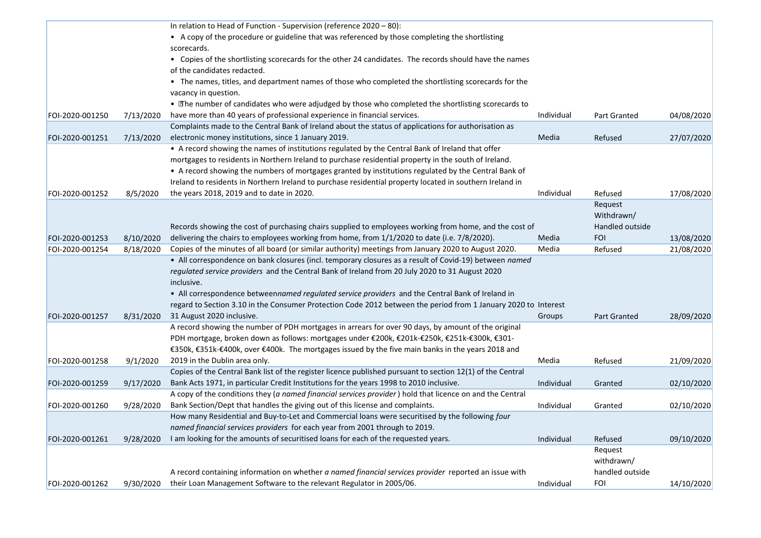| | | | | | |
|---|---|---|---|---|---|
| FOI-2020-001250 | 7/13/2020 | In relation to Head of Function - Supervision (reference 2020 – 80):<br>• A copy of the procedure or guideline that was referenced by those completing the shortlisting scorecards.<br>• Copies of the shortlisting scorecards for the other 24 candidates. The records should have the names of the candidates redacted.<br>• The names, titles, and department names of those who completed the shortlisting scorecards for the vacancy in question.<br>• The number of candidates who were adjudged by those who completed the shortlisting scorecards to have more than 40 years of professional experience in financial services. | Individual | Part Granted | 04/08/2020 |
| FOI-2020-001251 | 7/13/2020 | Complaints made to the Central Bank of Ireland about the status of applications for authorisation as electronic money institutions, since 1 January 2019. | Media | Refused | 27/07/2020 |
| FOI-2020-001252 | 8/5/2020 | • A record showing the names of institutions regulated by the Central Bank of Ireland that offer mortgages to residents in Northern Ireland to purchase residential property in the south of Ireland.<br>• A record showing the numbers of mortgages granted by institutions regulated by the Central Bank of Ireland to residents in Northern Ireland to purchase residential property located in southern Ireland in the years 2018, 2019 and to date in 2020. | Individual | Refused | 17/08/2020 |
| FOI-2020-001253 | 8/10/2020 | Records showing the cost of purchasing chairs supplied to employees working from home, and the cost of delivering the chairs to employees working from home, from 1/1/2020 to date (i.e. 7/8/2020). | Media | Request Withdrawn/ Handled outside FOI | 13/08/2020 |
| FOI-2020-001254 | 8/18/2020 | Copies of the minutes of all board (or similar authority) meetings from January 2020 to August 2020. | Media | Refused | 21/08/2020 |
| FOI-2020-001257 | 8/31/2020 | • All correspondence on bank closures (incl. temporary closures as a result of Covid-19) between *named regulated service providers* and the Central Bank of Ireland from 20 July 2020 to 31 August 2020 inclusive.<br>• All correspondence between*named regulated service providers* and the Central Bank of Ireland in regard to Section 3.10 in the Consumer Protection Code 2012 between the period from 1 January 2020 to 31 August 2020 inclusive. | Interest Groups | Part Granted | 28/09/2020 |
| FOI-2020-001258 | 9/1/2020 | A record showing the number of PDH mortgages in arrears for over 90 days, by amount of the original PDH mortgage, broken down as follows: mortgages under €200k, €201k-€250k, €251k-€300k, €301-€350k, €351k-€400k, over €400k. The mortgages issued by the five main banks in the years 2018 and 2019 in the Dublin area only. | Media | Refused | 21/09/2020 |
| FOI-2020-001259 | 9/17/2020 | Copies of the Central Bank list of the register licence published pursuant to section 12(1) of the Central Bank Acts 1971, in particular Credit Institutions for the years 1998 to 2010 inclusive. | Individual | Granted | 02/10/2020 |
| FOI-2020-001260 | 9/28/2020 | A copy of the conditions they (*a named financial services provider* ) hold that licence on and the Central Bank Section/Dept that handles the giving out of this license and complaints. | Individual | Granted | 02/10/2020 |
| FOI-2020-001261 | 9/28/2020 | How many Residential and Buy-to-Let and Commercial loans were securitised by the following *four named financial services providers* for each year from 2001 through to 2019.<br>I am looking for the amounts of securitised loans for each of the requested years. | Individual | Refused | 09/10/2020 |
| FOI-2020-001262 | 9/30/2020 | A record containing information on whether *a named financial services provider* reported an issue with their Loan Management Software to the relevant Regulator in 2005/06. | Individual | Request withdrawn/ handled outside FOI | 14/10/2020 |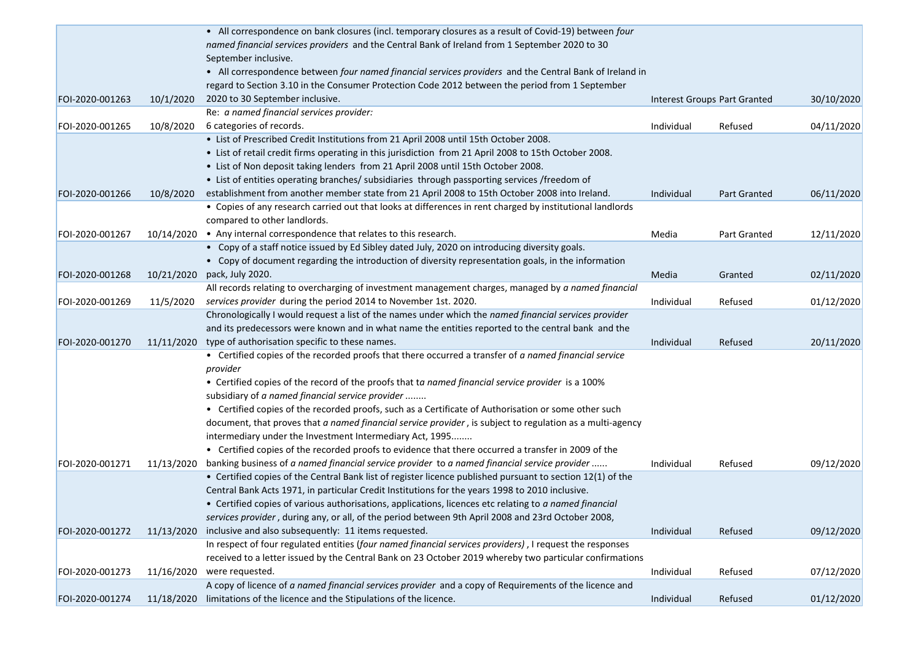| | | | | | |
|---|---|---|---|---|---|
| FOI-2020-001263 | 10/1/2020 | • All correspondence on bank closures (incl. temporary closures as a result of Covid-19) between *four named financial services providers* and the Central Bank of Ireland from 1 September 2020 to 30 September inclusive.<br>• All correspondence between *four named financial services providers* and the Central Bank of Ireland in regard to Section 3.10 in the Consumer Protection Code 2012 between the period from 1 September 2020 to 30 September inclusive. | Interest Groups | Part Granted | 30/10/2020 |
| FOI-2020-001265 | 10/8/2020 | Re: *a named financial services provider:*<br>6 categories of records. | Individual | Refused | 04/11/2020 |
| FOI-2020-001266 | 10/8/2020 | • List of Prescribed Credit Institutions from 21 April 2008 until 15th October 2008.<br>• List of retail credit firms operating in this jurisdiction from 21 April 2008 to 15th October 2008.<br>• List of Non deposit taking lenders from 21 April 2008 until 15th October 2008.<br>• List of entities operating branches/ subsidiaries through passporting services /freedom of establishment from another member state from 21 April 2008 to 15th October 2008 into Ireland. | Individual | Part Granted | 06/11/2020 |
| FOI-2020-001267 | 10/14/2020 | • Copies of any research carried out that looks at differences in rent charged by institutional landlords compared to other landlords.<br>• Any internal correspondence that relates to this research. | Media | Part Granted | 12/11/2020 |
| FOI-2020-001268 | 10/21/2020 | • Copy of a staff notice issued by Ed Sibley dated July, 2020 on introducing diversity goals.<br>• Copy of document regarding the introduction of diversity representation goals, in the information pack, July 2020. | Media | Granted | 02/11/2020 |
| FOI-2020-001269 | 11/5/2020 | All records relating to overcharging of investment management charges, managed by *a named financial services provider* during the period 2014 to November 1st. 2020. | Individual | Refused | 01/12/2020 |
| FOI-2020-001270 | 11/11/2020 | Chronologically I would request a list of the names under which the *named financial services provider* and its predecessors were known and in what name the entities reported to the central bank and the type of authorisation specific to these names. | Individual | Refused | 20/11/2020 |
| FOI-2020-001271 | 11/13/2020 | • Certified copies of the recorded proofs that there occurred a transfer of *a named financial service provider*<br>• Certified copies of the record of the proofs that t*a named financial service provider* is a 100% subsidiary of *a named financial service provider* ........<br>• Certified copies of the recorded proofs, such as a Certificate of Authorisation or some other such document, that proves that *a named financial service provider*, is subject to regulation as a multi-agency intermediary under the Investment Intermediary Act, 1995........<br>• Certified copies of the recorded proofs to evidence that there occurred a transfer in 2009 of the banking business of *a named financial service provider* to *a named financial service provider* ...... | Individual | Refused | 09/12/2020 |
| FOI-2020-001272 | 11/13/2020 | • Certified copies of the Central Bank list of register licence published pursuant to section 12(1) of the Central Bank Acts 1971, in particular Credit Institutions for the years 1998 to 2010 inclusive.<br>• Certified copies of various authorisations, applications, licences etc relating to *a named financial services provider*, during any, or all, of the period between 9th April 2008 and 23rd October 2008, inclusive and also subsequently: 11 items requested. | Individual | Refused | 09/12/2020 |
| FOI-2020-001273 | 11/16/2020 | In respect of four regulated entities (*four named financial services providers)*, I request the responses received to a letter issued by the Central Bank on 23 October 2019 whereby two particular confirmations were requested. | Individual | Refused | 07/12/2020 |
| FOI-2020-001274 | 11/18/2020 | A copy of licence of *a named financial services provider* and a copy of Requirements of the licence and limitations of the licence and the Stipulations of the licence. | Individual | Refused | 01/12/2020 |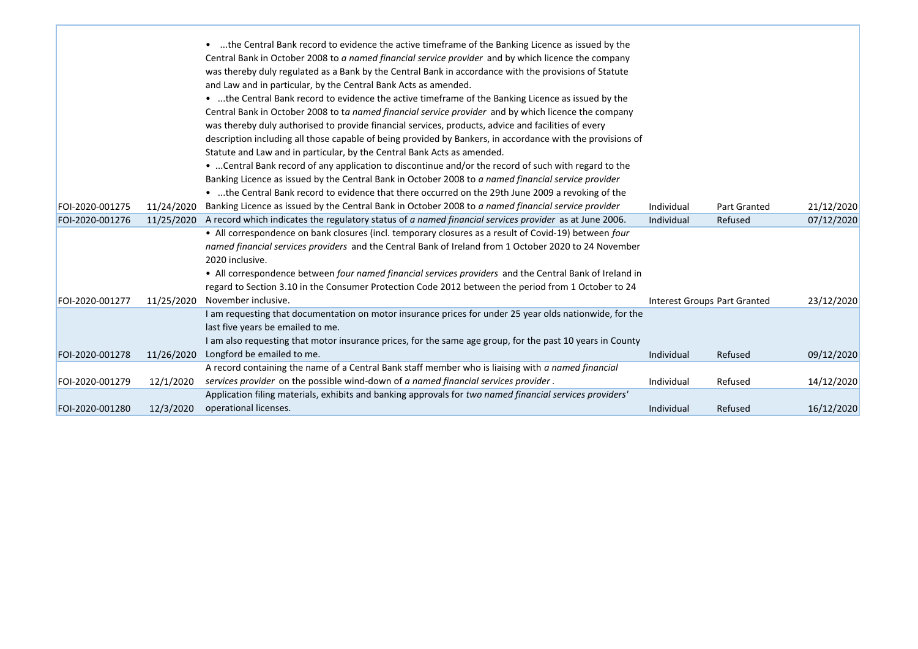| | | | | | |
|---|---|---|---|---|---|
| FOI-2020-001275 | 11/24/2020 | • ...the Central Bank record to evidence the active timeframe of the Banking Licence as issued by the Central Bank in October 2008 to *a named financial service provider* and by which licence the company was thereby duly regulated as a Bank by the Central Bank in accordance with the provisions of Statute and Law and in particular, by the Central Bank Acts as amended. • ...the Central Bank record to evidence the active timeframe of the Banking Licence as issued by the Central Bank in October 2008 to t*a named financial service provider* and by which licence the company was thereby duly authorised to provide financial services, products, advice and facilities of every description including all those capable of being provided by Bankers, in accordance with the provisions of Statute and Law and in particular, by the Central Bank Acts as amended. • ...Central Bank record of any application to discontinue and/or the record of such with regard to the Banking Licence as issued by the Central Bank in October 2008 to *a named financial service provider* • ...the Central Bank record to evidence that there occurred on the 29th June 2009 a revoking of the Banking Licence as issued by the Central Bank in October 2008 to *a named financial service provider* | Individual | Part Granted | 21/12/2020 |
| FOI-2020-001276 | 11/25/2020 | A record which indicates the regulatory status of *a named financial services provider* as at June 2006. | Individual | Refused | 07/12/2020 |
| FOI-2020-001277 | 11/25/2020 | • All correspondence on bank closures (incl. temporary closures as a result of Covid-19) between *four named financial services providers* and the Central Bank of Ireland from 1 October 2020 to 24 November 2020 inclusive. • All correspondence between *four named financial services providers* and the Central Bank of Ireland in regard to Section 3.10 in the Consumer Protection Code 2012 between the period from 1 October to 24 November inclusive. | Interest Groups | Part Granted | 23/12/2020 |
| FOI-2020-001278 | 11/26/2020 | I am requesting that documentation on motor insurance prices for under 25 year olds nationwide, for the last five years be emailed to me. I am also requesting that motor insurance prices, for the same age group, for the past 10 years in County Longford be emailed to me. | Individual | Refused | 09/12/2020 |
| FOI-2020-001279 | 12/1/2020 | A record containing the name of a Central Bank staff member who is liaising with *a named financial services provider* on the possible wind-down of *a named financial services provider*. | Individual | Refused | 14/12/2020 |
| FOI-2020-001280 | 12/3/2020 | Application filing materials, exhibits and banking approvals for *two named financial services providers'* operational licenses. | Individual | Refused | 16/12/2020 |